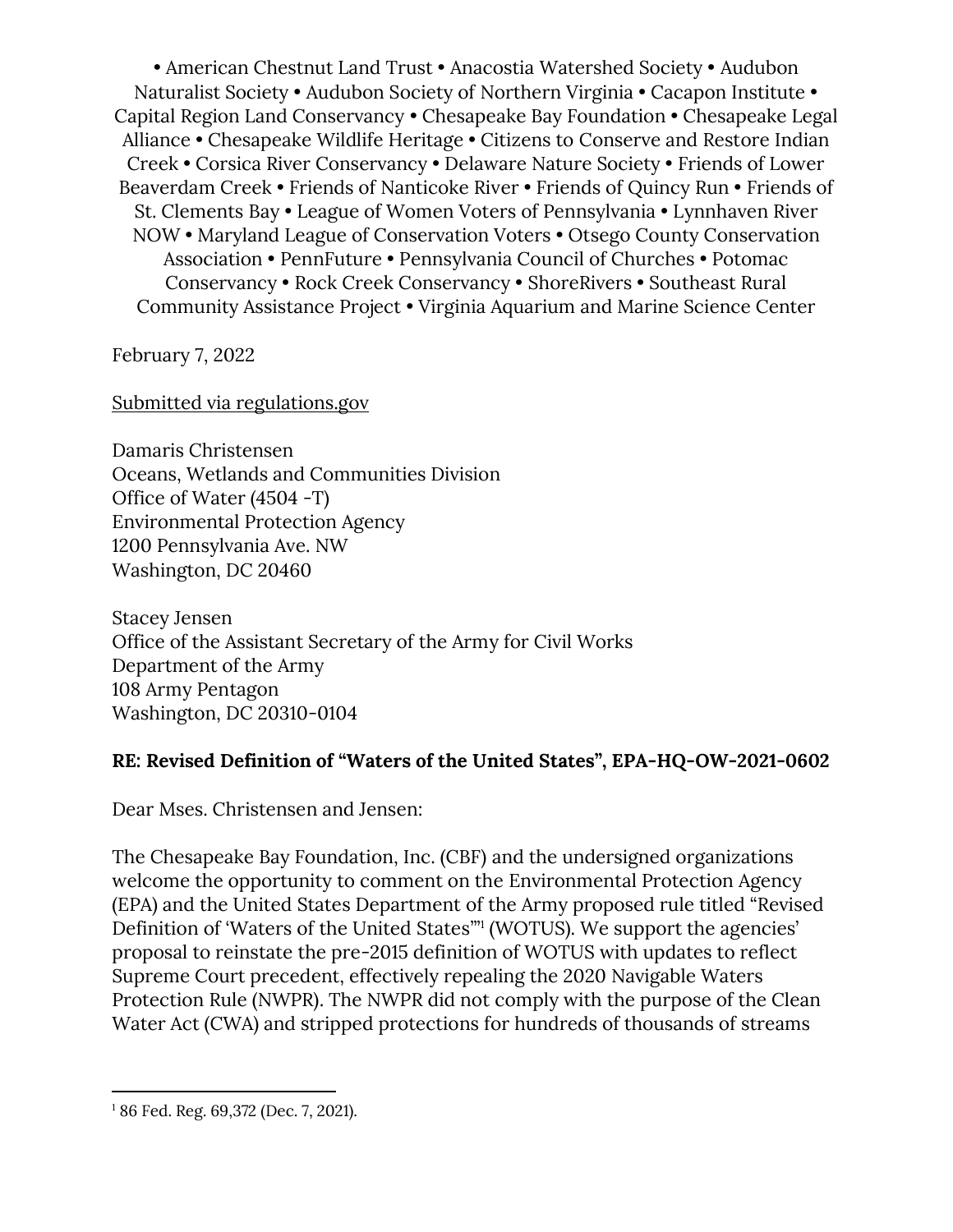• American Chestnut Land Trust • Anacostia Watershed Society • Audubon Naturalist Society • Audubon Society of Northern Virginia • Cacapon Institute • Capital Region Land Conservancy • Chesapeake Bay Foundation • Chesapeake Legal Alliance • Chesapeake Wildlife Heritage • Citizens to Conserve and Restore Indian Creek • Corsica River Conservancy • Delaware Nature Society • Friends of Lower Beaverdam Creek • Friends of Nanticoke River • Friends of Quincy Run • Friends of St. Clements Bay • League of Women Voters of Pennsylvania • Lynnhaven River NOW • Maryland League of Conservation Voters • Otsego County Conservation Association • PennFuture • Pennsylvania Council of Churches • Potomac Conservancy • Rock Creek Conservancy • ShoreRivers • Southeast Rural Community Assistance Project • Virginia Aquarium and Marine Science Center

February 7, 2022

Submitted via regulations.gov

Damaris Christensen
Oceans, Wetlands and Communities Division
Office of Water (4504 -T)
Environmental Protection Agency
1200 Pennsylvania Ave. NW
Washington, DC 20460

Stacey Jensen
Office of the Assistant Secretary of the Army for Civil Works
Department of the Army
108 Army Pentagon
Washington, DC 20310-0104

**RE: Revised Definition of "Waters of the United States", EPA-HQ-OW-2021-0602**

Dear Mses. Christensen and Jensen:

The Chesapeake Bay Foundation, Inc. (CBF) and the undersigned organizations welcome the opportunity to comment on the Environmental Protection Agency (EPA) and the United States Department of the Army proposed rule titled "Revised Definition of 'Waters of the United States'"[1] (WOTUS). We support the agencies' proposal to reinstate the pre-2015 definition of WOTUS with updates to reflect Supreme Court precedent, effectively repealing the 2020 Navigable Waters Protection Rule (NWPR). The NWPR did not comply with the purpose of the Clean Water Act (CWA) and stripped protections for hundreds of thousands of streams

[1] 86 Fed. Reg. 69,372 (Dec. 7, 2021).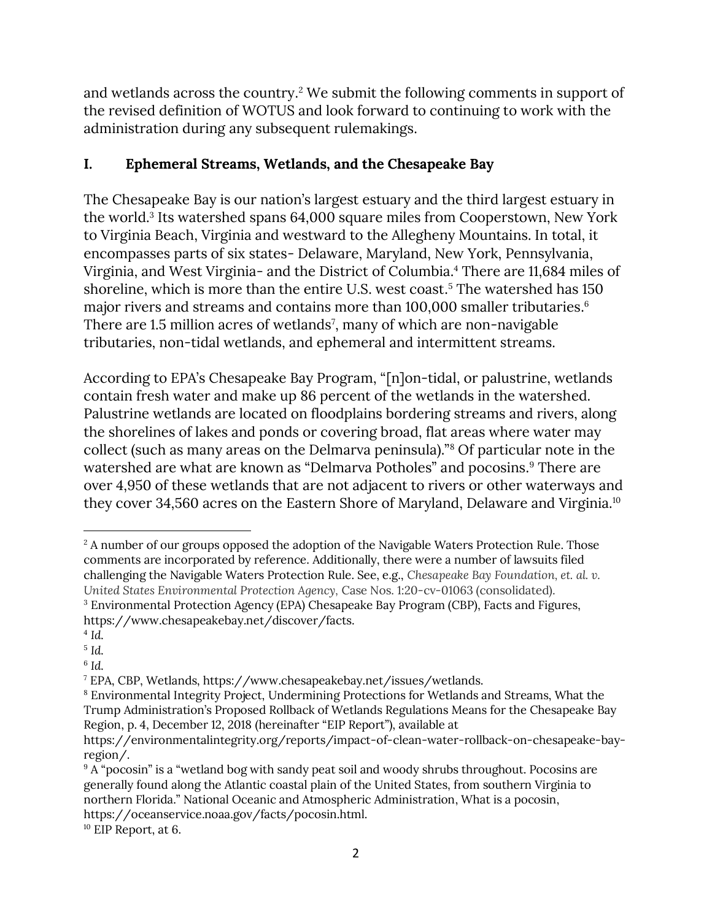and wetlands across the country.[2] We submit the following comments in support of the revised definition of WOTUS and look forward to continuing to work with the administration during any subsequent rulemakings.

## I. Ephemeral Streams, Wetlands, and the Chesapeake Bay

The Chesapeake Bay is our nation's largest estuary and the third largest estuary in the world.[3] Its watershed spans 64,000 square miles from Cooperstown, New York to Virginia Beach, Virginia and westward to the Allegheny Mountains. In total, it encompasses parts of six states- Delaware, Maryland, New York, Pennsylvania, Virginia, and West Virginia- and the District of Columbia.[4] There are 11,684 miles of shoreline, which is more than the entire U.S. west coast.[5] The watershed has 150 major rivers and streams and contains more than 100,000 smaller tributaries.[6] There are 1.5 million acres of wetlands[7], many of which are non-navigable tributaries, non-tidal wetlands, and ephemeral and intermittent streams.

According to EPA's Chesapeake Bay Program, "[n]on-tidal, or palustrine, wetlands contain fresh water and make up 86 percent of the wetlands in the watershed. Palustrine wetlands are located on floodplains bordering streams and rivers, along the shorelines of lakes and ponds or covering broad, flat areas where water may collect (such as many areas on the Delmarva peninsula)."[8] Of particular note in the watershed are what are known as "Delmarva Potholes" and pocosins.[9] There are over 4,950 of these wetlands that are not adjacent to rivers or other waterways and they cover 34,560 acres on the Eastern Shore of Maryland, Delaware and Virginia.[10]

---

[2] A number of our groups opposed the adoption of the Navigable Waters Protection Rule. Those comments are incorporated by reference. Additionally, there were a number of lawsuits filed challenging the Navigable Waters Protection Rule. See, e.g., *Chesapeake Bay Foundation, et. al. v. United States Environmental Protection Agency*, Case Nos. 1:20-cv-01063 (consolidated).

[3] Environmental Protection Agency (EPA) Chesapeake Bay Program (CBP), Facts and Figures, https://www.chesapeakebay.net/discover/facts.

[4] *Id.*

[5] *Id.*

[6] *Id.*

[7] EPA, CBP, Wetlands, https://www.chesapeakebay.net/issues/wetlands.

[8] Environmental Integrity Project, Undermining Protections for Wetlands and Streams, What the Trump Administration's Proposed Rollback of Wetlands Regulations Means for the Chesapeake Bay Region, p. 4, December 12, 2018 (hereinafter "EIP Report"), available at https://environmentalintegrity.org/reports/impact-of-clean-water-rollback-on-chesapeake-bay-region/.

[9] A "pocosin" is a "wetland bog with sandy peat soil and woody shrubs throughout. Pocosins are generally found along the Atlantic coastal plain of the United States, from southern Virginia to northern Florida." National Oceanic and Atmospheric Administration, What is a pocosin, https://oceanservice.noaa.gov/facts/pocosin.html.

[10] EIP Report, at 6.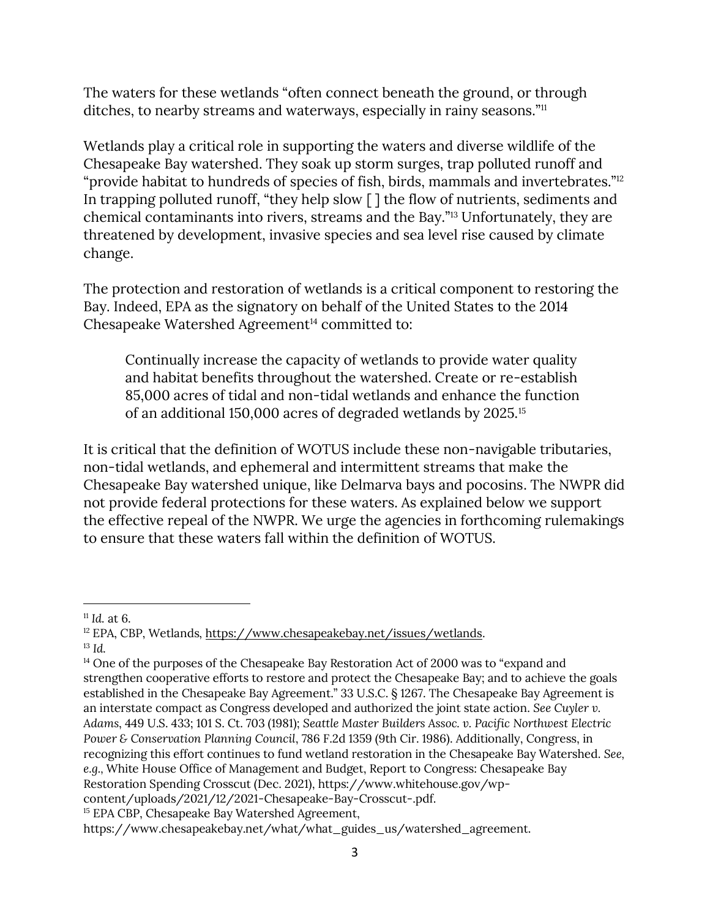The waters for these wetlands "often connect beneath the ground, or through ditches, to nearby streams and waterways, especially in rainy seasons."[11]

Wetlands play a critical role in supporting the waters and diverse wildlife of the Chesapeake Bay watershed. They soak up storm surges, trap polluted runoff and "provide habitat to hundreds of species of fish, birds, mammals and invertebrates."[12] In trapping polluted runoff, "they help slow [ ] the flow of nutrients, sediments and chemical contaminants into rivers, streams and the Bay."[13] Unfortunately, they are threatened by development, invasive species and sea level rise caused by climate change.

The protection and restoration of wetlands is a critical component to restoring the Bay. Indeed, EPA as the signatory on behalf of the United States to the 2014 Chesapeake Watershed Agreement[14] committed to:

> Continually increase the capacity of wetlands to provide water quality and habitat benefits throughout the watershed. Create or re-establish 85,000 acres of tidal and non-tidal wetlands and enhance the function of an additional 150,000 acres of degraded wetlands by 2025.[15]

It is critical that the definition of WOTUS include these non-navigable tributaries, non-tidal wetlands, and ephemeral and intermittent streams that make the Chesapeake Bay watershed unique, like Delmarva bays and pocosins. The NWPR did not provide federal protections for these waters. As explained below we support the effective repeal of the NWPR. We urge the agencies in forthcoming rulemakings to ensure that these waters fall within the definition of WOTUS.

---

[11] *Id.* at 6.

[12] EPA, CBP, Wetlands, https://www.chesapeakebay.net/issues/wetlands.

[13] *Id.*

[14] One of the purposes of the Chesapeake Bay Restoration Act of 2000 was to "expand and strengthen cooperative efforts to restore and protect the Chesapeake Bay; and to achieve the goals established in the Chesapeake Bay Agreement." 33 U.S.C. § 1267. The Chesapeake Bay Agreement is an interstate compact as Congress developed and authorized the joint state action. *See Cuyler v. Adams*, 449 U.S. 433; 101 S. Ct. 703 (1981); *Seattle Master Builders Assoc. v. Pacific Northwest Electric Power & Conservation Planning Council*, 786 F.2d 1359 (9th Cir. 1986). Additionally, Congress, in recognizing this effort continues to fund wetland restoration in the Chesapeake Bay Watershed. *See, e.g.*, White House Office of Management and Budget, Report to Congress: Chesapeake Bay Restoration Spending Crosscut (Dec. 2021), https://www.whitehouse.gov/wp-content/uploads/2021/12/2021-Chesapeake-Bay-Crosscut-.pdf.

[15] EPA CBP, Chesapeake Bay Watershed Agreement, https://www.chesapeakebay.net/what/what_guides_us/watershed_agreement.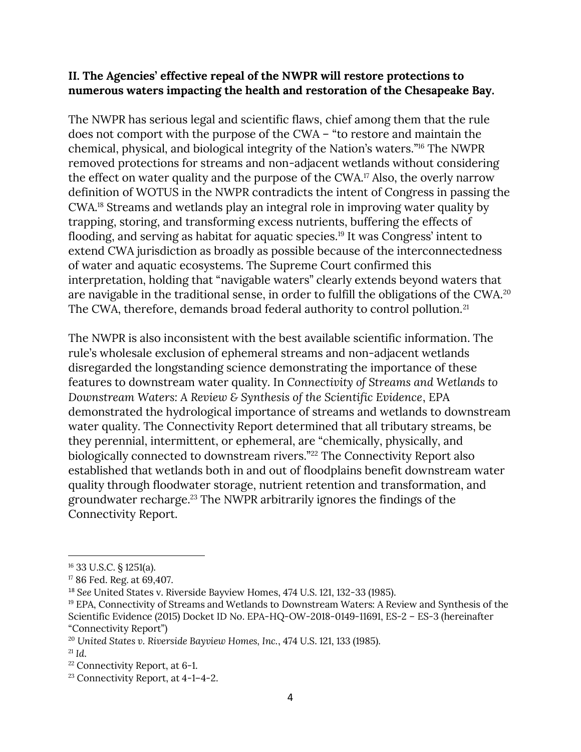**II. The Agencies' effective repeal of the NWPR will restore protections to numerous waters impacting the health and restoration of the Chesapeake Bay.**

The NWPR has serious legal and scientific flaws, chief among them that the rule does not comport with the purpose of the CWA – "to restore and maintain the chemical, physical, and biological integrity of the Nation's waters."[16] The NWPR removed protections for streams and non-adjacent wetlands without considering the effect on water quality and the purpose of the CWA.[17] Also, the overly narrow definition of WOTUS in the NWPR contradicts the intent of Congress in passing the CWA.[18] Streams and wetlands play an integral role in improving water quality by trapping, storing, and transforming excess nutrients, buffering the effects of flooding, and serving as habitat for aquatic species.[19] It was Congress' intent to extend CWA jurisdiction as broadly as possible because of the interconnectedness of water and aquatic ecosystems. The Supreme Court confirmed this interpretation, holding that "navigable waters" clearly extends beyond waters that are navigable in the traditional sense, in order to fulfill the obligations of the CWA.[20] The CWA, therefore, demands broad federal authority to control pollution.[21]

The NWPR is also inconsistent with the best available scientific information. The rule's wholesale exclusion of ephemeral streams and non-adjacent wetlands disregarded the longstanding science demonstrating the importance of these features to downstream water quality. In *Connectivity of Streams and Wetlands to Downstream Waters: A Review & Synthesis of the Scientific Evidence*, EPA demonstrated the hydrological importance of streams and wetlands to downstream water quality. The Connectivity Report determined that all tributary streams, be they perennial, intermittent, or ephemeral, are "chemically, physically, and biologically connected to downstream rivers."[22] The Connectivity Report also established that wetlands both in and out of floodplains benefit downstream water quality through floodwater storage, nutrient retention and transformation, and groundwater recharge.[23] The NWPR arbitrarily ignores the findings of the Connectivity Report.

---

[16] 33 U.S.C. § 1251(a).

[17] 86 Fed. Reg. at 69,407.

[18] *See* United States v. Riverside Bayview Homes, 474 U.S. 121, 132-33 (1985).

[19] EPA, Connectivity of Streams and Wetlands to Downstream Waters: A Review and Synthesis of the Scientific Evidence (2015) Docket ID No. EPA-HQ-OW-2018-0149-11691, ES-2 – ES-3 (hereinafter "Connectivity Report")

[20] *United States v. Riverside Bayview Homes, Inc.*, 474 U.S. 121, 133 (1985).

[21] *Id.*

[22] Connectivity Report, at 6-1.

[23] Connectivity Report, at 4-1–4-2.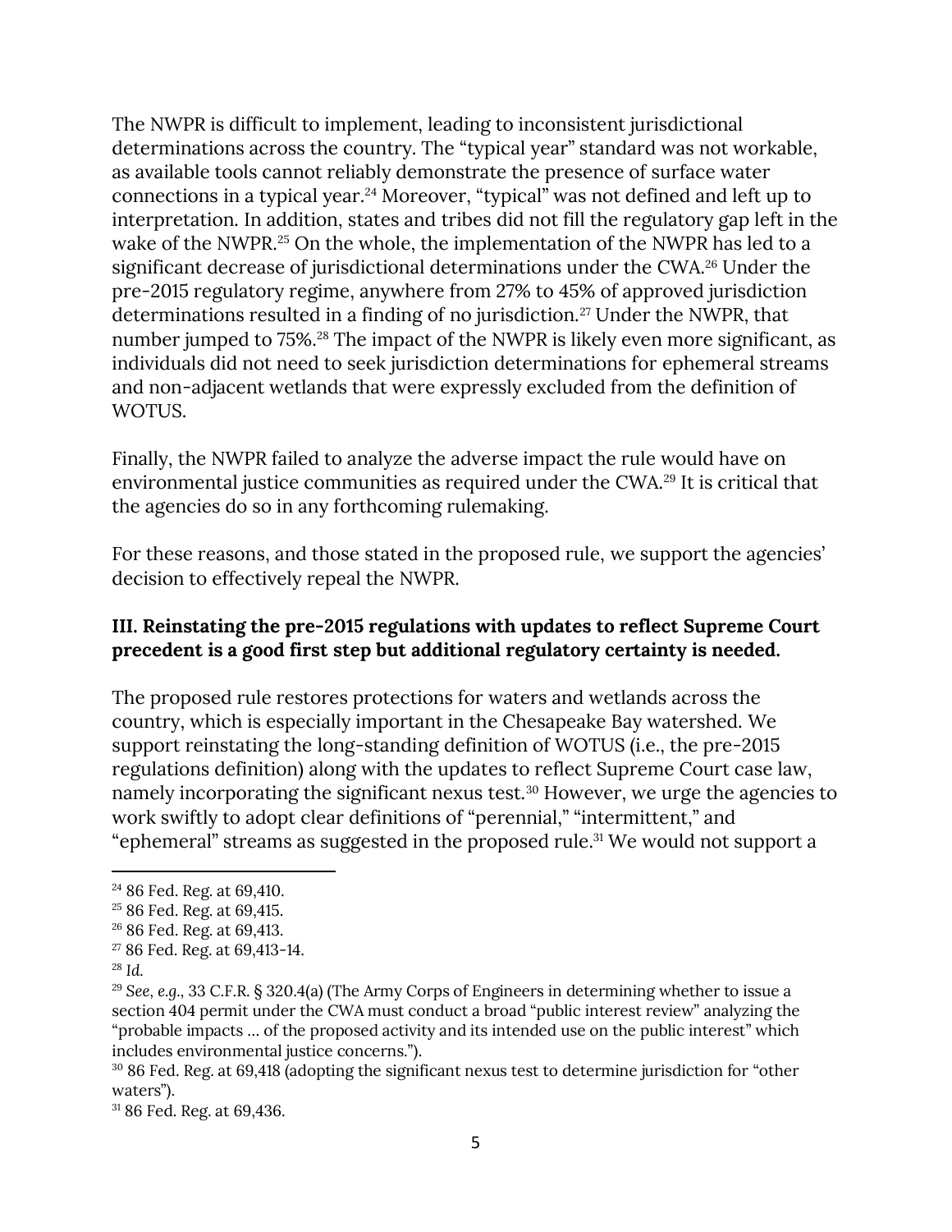The NWPR is difficult to implement, leading to inconsistent jurisdictional determinations across the country. The "typical year" standard was not workable, as available tools cannot reliably demonstrate the presence of surface water connections in a typical year.[24] Moreover, "typical" was not defined and left up to interpretation. In addition, states and tribes did not fill the regulatory gap left in the wake of the NWPR.[25] On the whole, the implementation of the NWPR has led to a significant decrease of jurisdictional determinations under the CWA.[26] Under the pre-2015 regulatory regime, anywhere from 27% to 45% of approved jurisdiction determinations resulted in a finding of no jurisdiction.[27] Under the NWPR, that number jumped to 75%.[28] The impact of the NWPR is likely even more significant, as individuals did not need to seek jurisdiction determinations for ephemeral streams and non-adjacent wetlands that were expressly excluded from the definition of WOTUS.

Finally, the NWPR failed to analyze the adverse impact the rule would have on environmental justice communities as required under the CWA.[29] It is critical that the agencies do so in any forthcoming rulemaking.

For these reasons, and those stated in the proposed rule, we support the agencies' decision to effectively repeal the NWPR.

### III. Reinstating the pre-2015 regulations with updates to reflect Supreme Court precedent is a good first step but additional regulatory certainty is needed.

The proposed rule restores protections for waters and wetlands across the country, which is especially important in the Chesapeake Bay watershed. We support reinstating the long-standing definition of WOTUS (i.e., the pre-2015 regulations definition) along with the updates to reflect Supreme Court case law, namely incorporating the significant nexus test.[30] However, we urge the agencies to work swiftly to adopt clear definitions of "perennial," "intermittent," and "ephemeral" streams as suggested in the proposed rule.[31] We would not support a

---

[24] 86 Fed. Reg. at 69,410.

[25] 86 Fed. Reg. at 69,415.

[26] 86 Fed. Reg. at 69,413.

[27] 86 Fed. Reg. at 69,413-14.

[28] *Id.*

[29] *See, e.g.*, 33 C.F.R. § 320.4(a) (The Army Corps of Engineers in determining whether to issue a section 404 permit under the CWA must conduct a broad "public interest review" analyzing the "probable impacts … of the proposed activity and its intended use on the public interest" which includes environmental justice concerns.").

[30] 86 Fed. Reg. at 69,418 (adopting the significant nexus test to determine jurisdiction for "other waters").

[31] 86 Fed. Reg. at 69,436.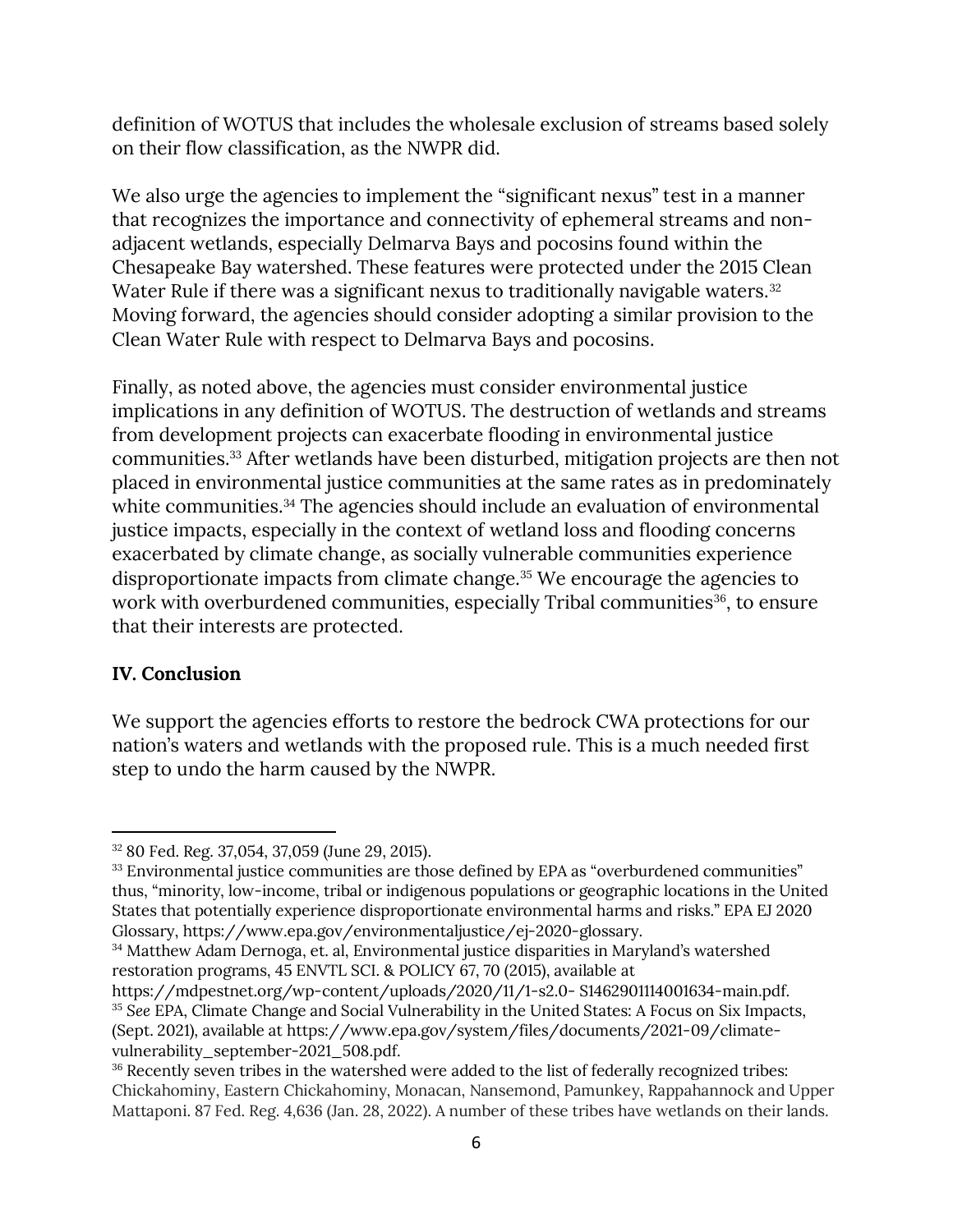definition of WOTUS that includes the wholesale exclusion of streams based solely on their flow classification, as the NWPR did.

We also urge the agencies to implement the "significant nexus" test in a manner that recognizes the importance and connectivity of ephemeral streams and non-adjacent wetlands, especially Delmarva Bays and pocosins found within the Chesapeake Bay watershed. These features were protected under the 2015 Clean Water Rule if there was a significant nexus to traditionally navigable waters.[32] Moving forward, the agencies should consider adopting a similar provision to the Clean Water Rule with respect to Delmarva Bays and pocosins.

Finally, as noted above, the agencies must consider environmental justice implications in any definition of WOTUS. The destruction of wetlands and streams from development projects can exacerbate flooding in environmental justice communities.[33] After wetlands have been disturbed, mitigation projects are then not placed in environmental justice communities at the same rates as in predominately white communities.[34] The agencies should include an evaluation of environmental justice impacts, especially in the context of wetland loss and flooding concerns exacerbated by climate change, as socially vulnerable communities experience disproportionate impacts from climate change.[35] We encourage the agencies to work with overburdened communities, especially Tribal communities[36], to ensure that their interests are protected.

**IV. Conclusion**

We support the agencies efforts to restore the bedrock CWA protections for our nation's waters and wetlands with the proposed rule. This is a much needed first step to undo the harm caused by the NWPR.

---

[32] 80 Fed. Reg. 37,054, 37,059 (June 29, 2015).

[33] Environmental justice communities are those defined by EPA as "overburdened communities" thus, "minority, low-income, tribal or indigenous populations or geographic locations in the United States that potentially experience disproportionate environmental harms and risks." EPA EJ 2020 Glossary, https://www.epa.gov/environmentaljustice/ej-2020-glossary.

[34] Matthew Adam Dernoga, et. al, Environmental justice disparities in Maryland's watershed restoration programs, 45 ENVTL SCI. & POLICY 67, 70 (2015), available at https://mdpestnet.org/wp-content/uploads/2020/11/1-s2.0- S1462901114001634-main.pdf.

[35] *See* EPA, Climate Change and Social Vulnerability in the United States: A Focus on Six Impacts, (Sept. 2021), available at https://www.epa.gov/system/files/documents/2021-09/climate-vulnerability_september-2021_508.pdf.

[36] Recently seven tribes in the watershed were added to the list of federally recognized tribes: Chickahominy, Eastern Chickahominy, Monacan, Nansemond, Pamunkey, Rappahannock and Upper Mattaponi. 87 Fed. Reg. 4,636 (Jan. 28, 2022). A number of these tribes have wetlands on their lands.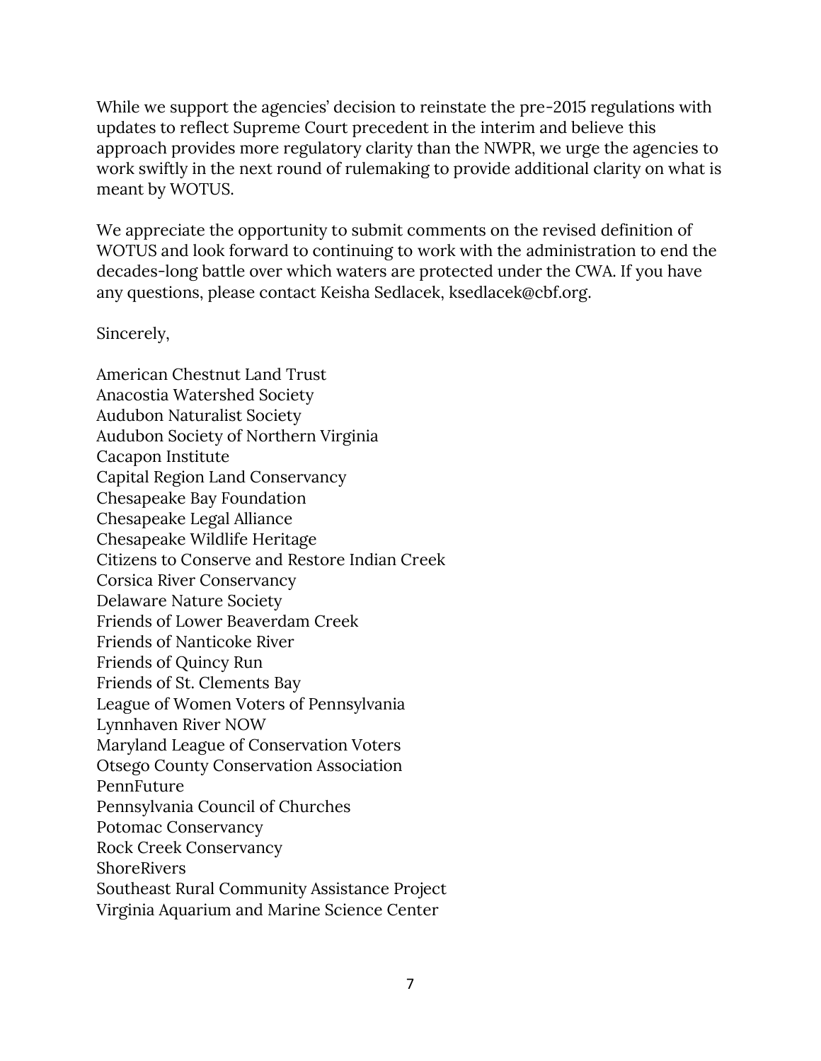While we support the agencies' decision to reinstate the pre-2015 regulations with updates to reflect Supreme Court precedent in the interim and believe this approach provides more regulatory clarity than the NWPR, we urge the agencies to work swiftly in the next round of rulemaking to provide additional clarity on what is meant by WOTUS.

We appreciate the opportunity to submit comments on the revised definition of WOTUS and look forward to continuing to work with the administration to end the decades-long battle over which waters are protected under the CWA. If you have any questions, please contact Keisha Sedlacek, ksedlacek@cbf.org.

Sincerely,

American Chestnut Land Trust
Anacostia Watershed Society
Audubon Naturalist Society
Audubon Society of Northern Virginia
Cacapon Institute
Capital Region Land Conservancy
Chesapeake Bay Foundation
Chesapeake Legal Alliance
Chesapeake Wildlife Heritage
Citizens to Conserve and Restore Indian Creek
Corsica River Conservancy
Delaware Nature Society
Friends of Lower Beaverdam Creek
Friends of Nanticoke River
Friends of Quincy Run
Friends of St. Clements Bay
League of Women Voters of Pennsylvania
Lynnhaven River NOW
Maryland League of Conservation Voters
Otsego County Conservation Association
PennFuture
Pennsylvania Council of Churches
Potomac Conservancy
Rock Creek Conservancy
ShoreRivers
Southeast Rural Community Assistance Project
Virginia Aquarium and Marine Science Center